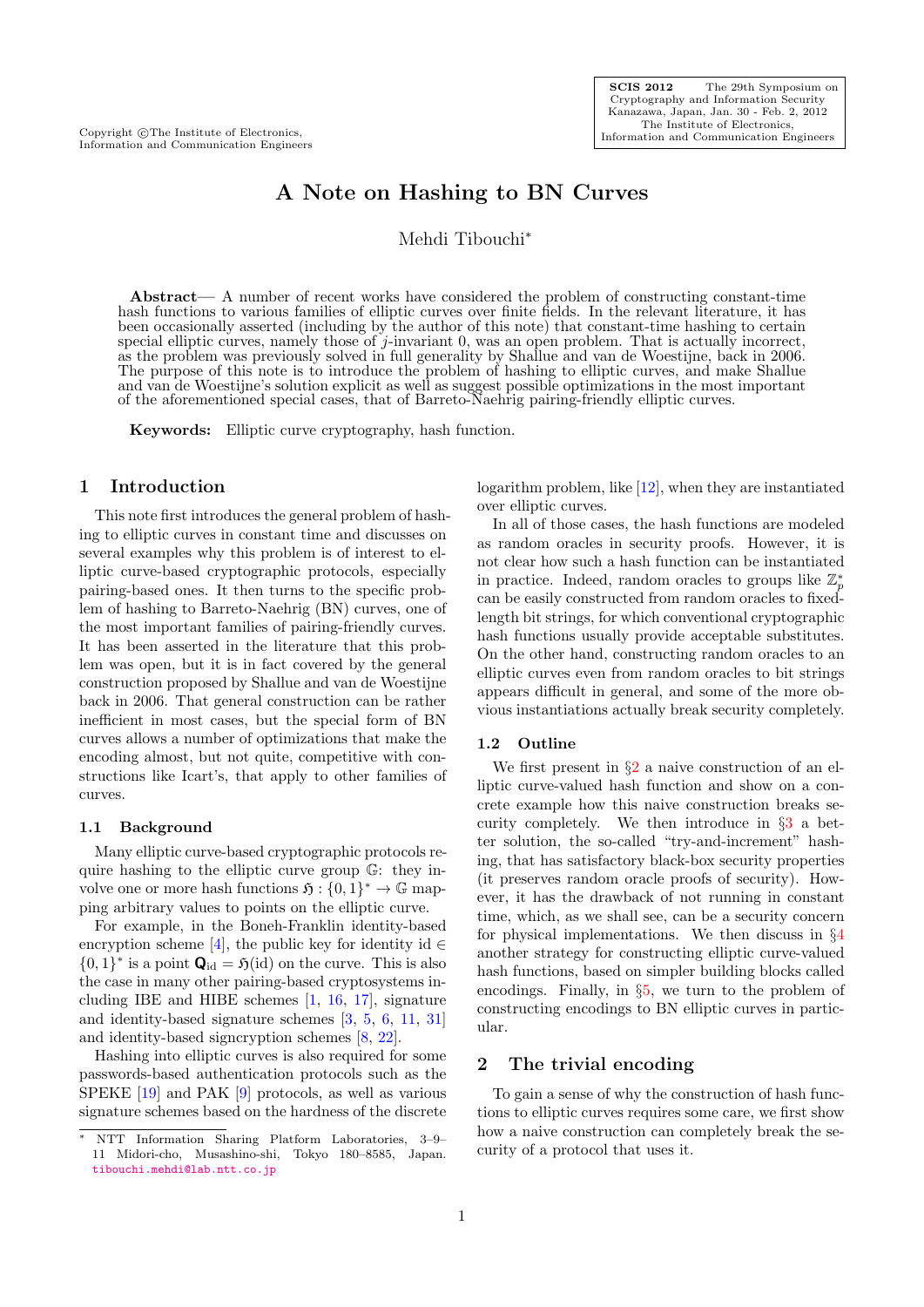Copyright ©The Institute of Electronics, Information and Communication Engineers

SCIS 2012 The 29th Symposium on Cryptography and Information Security Kanazawa, Japan, Jan. 30 - Feb. 2, 2012 The Institute of Electronics, Information and Communication Engineers

# A Note on Hashing to BN Curves

Mehdi Tibouchi*

**Abstract**— A number of recent works have considered the problem of constructing constant-time hash functions to various families of elliptic curves over finite fields. In the relevant literature, it has been occasionally asserted (including by the author of this note) that constant-time hashing to certain special elliptic curves, namely those of $j$-invariant 0, was an open problem. That is actually incorrect, as the problem was previously solved in full generality by Shallue and van de Woestijne, back in 2006. The purpose of this note is to introduce the problem of hashing to elliptic curves, and make Shallue and van de Woestijne's solution explicit as well as suggest possible optimizations in the most important of the aforementioned special cases, that of Barreto-Naehrig pairing-friendly elliptic curves.

**Keywords:** Elliptic curve cryptography, hash function.

## 1 Introduction

This note first introduces the general problem of hashing to elliptic curves in constant time and discusses on several examples why this problem is of interest to elliptic curve-based cryptographic protocols, especially pairing-based ones. It then turns to the specific problem of hashing to Barreto-Naehrig (BN) curves, one of the most important families of pairing-friendly curves. It has been asserted in the literature that this problem was open, but it is in fact covered by the general construction proposed by Shallue and van de Woestijne back in 2006. That general construction can be rather inefficient in most cases, but the special form of BN curves allows a number of optimizations that make the encoding almost, but not quite, competitive with constructions like Icart's, that apply to other families of curves.

### 1.1 Background

Many elliptic curve-based cryptographic protocols require hashing to the elliptic curve group $\mathbb{G}$: they involve one or more hash functions $\mathfrak{H} : \{0,1\}^* \to \mathbb{G}$ mapping arbitrary values to points on the elliptic curve.

For example, in the Boneh-Franklin identity-based encryption scheme [4], the public key for identity id $\in \{0,1\}^*$ is a point $\mathbf{Q}_{\text{id}} = \mathfrak{H}(\text{id})$ on the curve. This is also the case in many other pairing-based cryptosystems including IBE and HIBE schemes [1, 16, 17], signature and identity-based signature schemes [3, 5, 6, 11, 31] and identity-based signcryption schemes [8, 22].

Hashing into elliptic curves is also required for some passwords-based authentication protocols such as the SPEKE [19] and PAK [9] protocols, as well as various signature schemes based on the hardness of the discrete logarithm problem, like [12], when they are instantiated over elliptic curves.

In all of those cases, the hash functions are modeled as random oracles in security proofs. However, it is not clear how such a hash function can be instantiated in practice. Indeed, random oracles to groups like $\mathbb{Z}_p^*$ can be easily constructed from random oracles to fixed-length bit strings, for which conventional cryptographic hash functions usually provide acceptable substitutes. On the other hand, constructing random oracles to an elliptic curves even from random oracles to bit strings appears difficult in general, and some of the more obvious instantiations actually break security completely.

### 1.2 Outline

We first present in §2 a naive construction of an elliptic curve-valued hash function and show on a concrete example how this naive construction breaks security completely. We then introduce in §3 a better solution, the so-called "try-and-increment" hashing, that has satisfactory black-box security properties (it preserves random oracle proofs of security). However, it has the drawback of not running in constant time, which, as we shall see, can be a security concern for physical implementations. We then discuss in §4 another strategy for constructing elliptic curve-valued hash functions, based on simpler building blocks called encodings. Finally, in §5, we turn to the problem of constructing encodings to BN elliptic curves in particular.

## 2 The trivial encoding

To gain a sense of why the construction of hash functions to elliptic curves requires some care, we first show how a naive construction can completely break the security of a protocol that uses it.

* NTT Information Sharing Platform Laboratories, 3–9–11 Midori-cho, Musashino-shi, Tokyo 180–8585, Japan. tibouchi.mehdi@lab.ntt.co.jp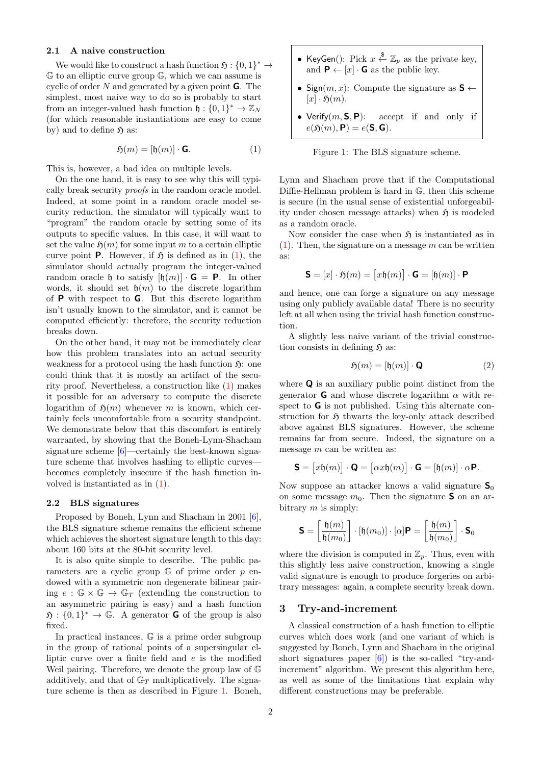### 2.1 A naive construction

We would like to construct a hash function $\mathfrak{H} : \{0,1\}^* \to \mathbb{G}$ to an elliptic curve group $\mathbb{G}$, which we can assume is cyclic of order $N$ and generated by a given point $\mathbf{G}$. The simplest, most naive way to do so is probably to start from an integer-valued hash function $\mathfrak{h} : \{0,1\}^* \to \mathbb{Z}_N$ (for which reasonable instantiations are easy to come by) and to define $\mathfrak{H}$ as:

$$\mathfrak{H}(m) = [\mathfrak{h}(m)] \cdot \mathbf{G}. \tag{1}$$

This is, however, a bad idea on multiple levels.

On the one hand, it is easy to see why this will typically break security *proofs* in the random oracle model. Indeed, at some point in a random oracle model security reduction, the simulator will typically want to "program" the random oracle by setting some of its outputs to specific values. In this case, it will want to set the value $\mathfrak{H}(m)$ for some input $m$ to a certain elliptic curve point $\mathbf{P}$. However, if $\mathfrak{H}$ is defined as in (1), the simulator should actually program the integer-valued random oracle $\mathfrak{h}$ to satisfy $[\mathfrak{h}(m)] \cdot \mathbf{G} = \mathbf{P}$. In other words, it should set $\mathfrak{h}(m)$ to the discrete logarithm of $\mathbf{P}$ with respect to $\mathbf{G}$. But this discrete logarithm isn't usually known to the simulator, and it cannot be computed efficiently: therefore, the security reduction breaks down.

On the other hand, it may not be immediately clear how this problem translates into an actual security weakness for a protocol using the hash function $\mathfrak{H}$: one could think that it is mostly an artifact of the security proof. Nevertheless, a construction like (1) makes it possible for an adversary to compute the discrete logarithm of $\mathfrak{H}(m)$ whenever $m$ is known, which certainly feels uncomfortable from a security standpoint. We demonstrate below that this discomfort is entirely warranted, by showing that the Boneh-Lynn-Shacham signature scheme [6]—certainly the best-known signature scheme that involves hashing to elliptic curves—becomes completely insecure if the hash function involved is instantiated as in (1).

### 2.2 BLS signatures

Proposed by Boneh, Lynn and Shacham in 2001 [6], the BLS signature scheme remains the efficient scheme which achieves the shortest signature length to this day: about 160 bits at the 80-bit security level.

It is also quite simple to describe. The public parameters are a cyclic group $\mathbb{G}$ of prime order $p$ endowed with a symmetric non degenerate bilinear pairing $e : \mathbb{G} \times \mathbb{G} \to \mathbb{G}_T$ (extending the construction to an asymmetric pairing is easy) and a hash function $\mathfrak{H} : \{0,1\}^* \to \mathbb{G}$. A generator $\mathbf{G}$ of the group is also fixed.

In practical instances, $\mathbb{G}$ is a prime order subgroup in the group of rational points of a supersingular elliptic curve over a finite field and $e$ is the modified Weil pairing. Therefore, we denote the group law of $\mathbb{G}$ additively, and that of $\mathbb{G}_T$ multiplicatively. The signature scheme is then as described in Figure 1. Boneh, Lynn and Shacham prove that if the Computational Diffie-Hellman problem is hard in $\mathbb{G}$, then this scheme is secure (in the usual sense of existential unforgeability under chosen message attacks) when $\mathfrak{H}$ is modeled as a random oracle.

- $\mathsf{KeyGen}()$: Pick $x \xleftarrow{\$} \mathbb{Z}_p$ as the private key, and $\mathbf{P} \leftarrow [x] \cdot \mathbf{G}$ as the public key.
- $\mathsf{Sign}(m, x)$: Compute the signature as $\mathbf{S} \leftarrow [x] \cdot \mathfrak{H}(m)$.
- $\mathsf{Verify}(m, \mathbf{S}, \mathbf{P})$: accept if and only if $e(\mathfrak{H}(m), \mathbf{P}) = e(\mathbf{S}, \mathbf{G})$.

Figure 1: The BLS signature scheme.

Now consider the case when $\mathfrak{H}$ is instantiated as in (1). Then, the signature on a message $m$ can be written as:

$$\mathbf{S} = [x] \cdot \mathfrak{H}(m) = \big[x\mathfrak{h}(m)\big] \cdot \mathbf{G} = [\mathfrak{h}(m)] \cdot \mathbf{P}$$

and hence, one can forge a signature on any message using only publicly available data! There is no security left at all when using the trivial hash function construction.

A slightly less naive variant of the trivial construction consists in defining $\mathfrak{H}$ as:

$$\mathfrak{H}(m) = [\mathfrak{h}(m)] \cdot \mathbf{Q} \tag{2}$$

where $\mathbf{Q}$ is an auxiliary public point distinct from the generator $\mathbf{G}$ and whose discrete logarithm $\alpha$ with respect to $\mathbf{G}$ is not published. Using this alternate construction for $\mathfrak{H}$ thwarts the key-only attack described above against BLS signatures. However, the scheme remains far from secure. Indeed, the signature on a message $m$ can be written as:

$$\mathbf{S} = \big[x\mathfrak{h}(m)\big] \cdot \mathbf{Q} = \big[\alpha x\mathfrak{h}(m)\big] \cdot \mathbf{G} = [\mathfrak{h}(m)] \cdot \alpha\mathbf{P}.$$

Now suppose an attacker knows a valid signature $\mathbf{S}_0$ on some message $m_0$. Then the signature $\mathbf{S}$ on an arbitrary $m$ is simply:

$$\mathbf{S} = \left[\frac{\mathfrak{h}(m)}{\mathfrak{h}(m_0)}\right] \cdot [\mathfrak{h}(m_0)] \cdot [\alpha]\mathbf{P} = \left[\frac{\mathfrak{h}(m)}{\mathfrak{h}(m_0)}\right] \cdot \mathbf{S}_0$$

where the division is computed in $\mathbb{Z}_p$. Thus, even with this slightly less naive construction, knowing a single valid signature is enough to produce forgeries on arbitrary messages: again, a complete security break down.

## 3 Try-and-increment

A classical construction of a hash function to elliptic curves which does work (and one variant of which is suggested by Boneh, Lynn and Shacham in the original short signatures paper [6]) is the so-called "try-and-increment" algorithm. We present this algorithm here, as well as some of the limitations that explain why different constructions may be preferable.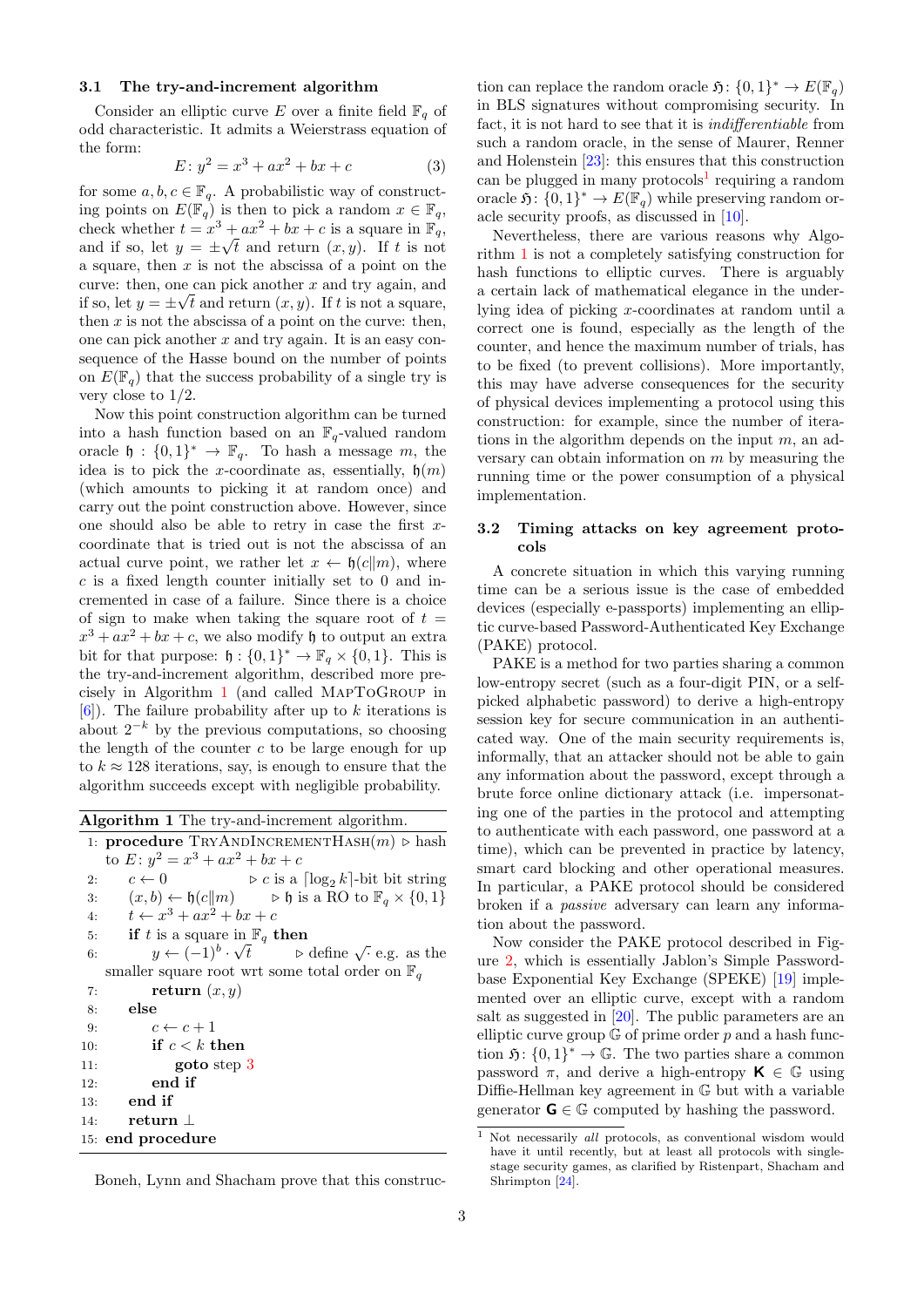### 3.1 The try-and-increment algorithm

Consider an elliptic curve $E$ over a finite field $\mathbb{F}_q$ of odd characteristic. It admits a Weierstrass equation of the form:

$$E\colon y^2 = x^3 + ax^2 + bx + c \tag{3}$$

for some $a, b, c \in \mathbb{F}_q$. A probabilistic way of constructing points on $E(\mathbb{F}_q)$ is then to pick a random $x \in \mathbb{F}_q$, check whether $t = x^3 + ax^2 + bx + c$ is a square in $\mathbb{F}_q$, and if so, let $y = \pm\sqrt{t}$ and return $(x, y)$. If $t$ is not a square, then $x$ is not the abscissa of a point on the curve: then, one can pick another $x$ and try again, and if so, let $y = \pm\sqrt{t}$ and return $(x, y)$. If $t$ is not a square, then $x$ is not the abscissa of a point on the curve: then, one can pick another $x$ and try again. It is an easy consequence of the Hasse bound on the number of points on $E(\mathbb{F}_q)$ that the success probability of a single try is very close to $1/2$.

Now this point construction algorithm can be turned into a hash function based on an $\mathbb{F}_q$-valued random oracle $\mathfrak{h} : \{0,1\}^* \to \mathbb{F}_q$. To hash a message $m$, the idea is to pick the $x$-coordinate as, essentially, $\mathfrak{h}(m)$ (which amounts to picking it at random once) and carry out the point construction above. However, since one should also be able to retry in case the first $x$-coordinate that is tried out is not the abscissa of an actual curve point, we rather let $x \leftarrow \mathfrak{h}(c\|m)$, where $c$ is a fixed length counter initially set to 0 and incremented in case of a failure. Since there is a choice of sign to make when taking the square root of $t = x^3 + ax^2 + bx + c$, we also modify $\mathfrak{h}$ to output an extra bit for that purpose: $\mathfrak{h} : \{0,1\}^* \to \mathbb{F}_q \times \{0,1\}$. This is the try-and-increment algorithm, described more precisely in Algorithm 1 (and called MapToGroup in [6]). The failure probability after up to $k$ iterations is about $2^{-k}$ by the previous computations, so choosing the length of the counter $c$ to be large enough for up to $k \approx 128$ iterations, say, is enough to ensure that the algorithm succeeds except with negligible probability.

**Algorithm 1** The try-and-increment algorithm.

```
 1: procedure TryAndIncrementHash(m)   ▷ hash to E: y^2 = x^3 + ax^2 + bx + c
 2:     c ← 0                          ▷ c is a ⌈log_2 k⌉-bit bit string
 3:     (x, b) ← 𝔥(c‖m)                ▷ 𝔥 is a RO to F_q × {0,1}
 4:     t ← x^3 + ax^2 + bx + c
 5:     if t is a square in F_q then
 6:         y ← (−1)^b · √t            ▷ define √· e.g. as the smaller square root wrt some total order on F_q
 7:         return (x, y)
 8:     else
 9:         c ← c + 1
10:         if c < k then
11:             goto step 3
12:         end if
13:     end if
14:     return ⊥
15: end procedure
```

Boneh, Lynn and Shacham prove that this construction can replace the random oracle $\mathfrak{H}\colon \{0,1\}^* \to E(\mathbb{F}_q)$ in BLS signatures without compromising security. In fact, it is not hard to see that it is *indifferentiable* from such a random oracle, in the sense of Maurer, Renner and Holenstein [23]: this ensures that this construction can be plugged in many protocols[1] requiring a random oracle $\mathfrak{H}\colon \{0,1\}^* \to E(\mathbb{F}_q)$ while preserving random oracle security proofs, as discussed in [10].

Nevertheless, there are various reasons why Algorithm 1 is not a completely satisfying construction for hash functions to elliptic curves. There is arguably a certain lack of mathematical elegance in the underlying idea of picking $x$-coordinates at random until a correct one is found, especially as the length of the counter, and hence the maximum number of trials, has to be fixed (to prevent collisions). More importantly, this may have adverse consequences for the security of physical devices implementing a protocol using this construction: for example, since the number of iterations in the algorithm depends on the input $m$, an adversary can obtain information on $m$ by measuring the running time or the power consumption of a physical implementation.

### 3.2 Timing attacks on key agreement protocols

A concrete situation in which this varying running time can be a serious issue is the case of embedded devices (especially e-passports) implementing an elliptic curve-based Password-Authenticated Key Exchange (PAKE) protocol.

PAKE is a method for two parties sharing a common low-entropy secret (such as a four-digit PIN, or a self-picked alphabetic password) to derive a high-entropy session key for secure communication in an authenticated way. One of the main security requirements is, informally, that an attacker should not be able to gain any information about the password, except through a brute force online dictionary attack (i.e. impersonating one of the parties in the protocol and attempting to authenticate with each password, one password at a time), which can be prevented in practice by latency, smart card blocking and other operational measures. In particular, a PAKE protocol should be considered broken if a *passive* adversary can learn any information about the password.

Now consider the PAKE protocol described in Figure 2, which is essentially Jablon's Simple Password-base Exponential Key Exchange (SPEKE) [19] implemented over an elliptic curve, except with a random salt as suggested in [20]. The public parameters are an elliptic curve group $\mathbb{G}$ of prime order $p$ and a hash function $\mathfrak{H}\colon \{0,1\}^* \to \mathbb{G}$. The two parties share a common password $\pi$, and derive a high-entropy $\mathsf{K} \in \mathbb{G}$ using Diffie-Hellman key agreement in $\mathbb{G}$ but with a variable generator $\mathsf{G} \in \mathbb{G}$ computed by hashing the password.

[1] Not necessarily *all* protocols, as conventional wisdom would have it until recently, but at least all protocols with single-stage security games, as clarified by Ristenpart, Shacham and Shrimpton [24].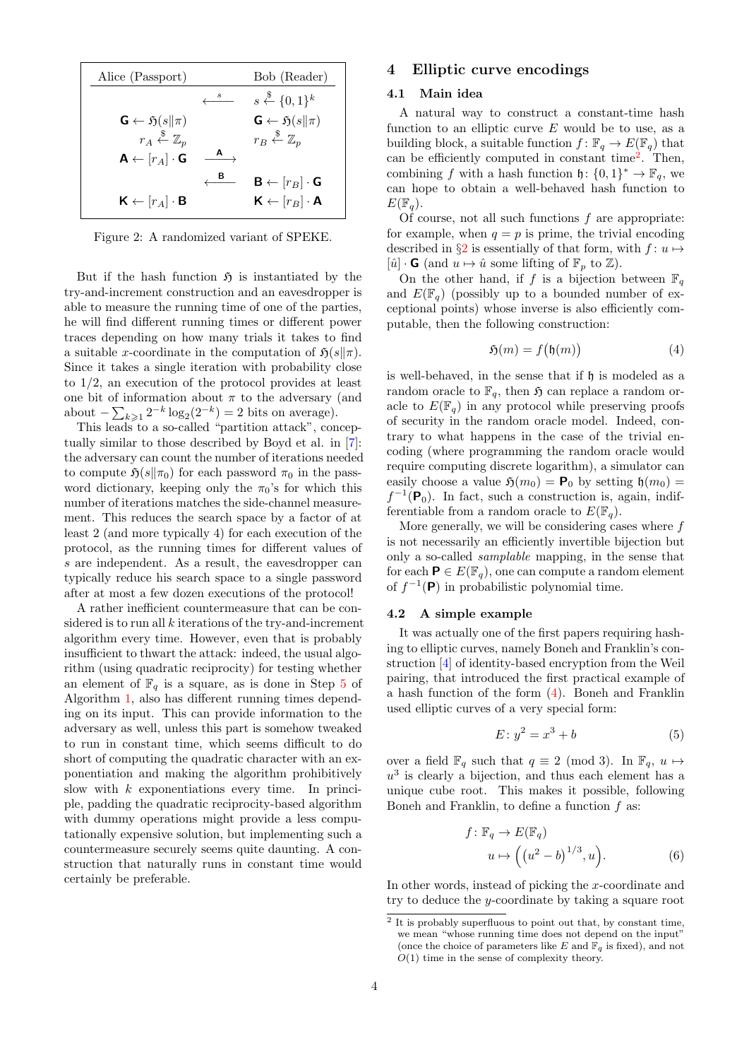| Alice (Passport) | | Bob (Reader) |
|---|---|---|
| | $\xleftarrow{\ s\ }$ | $s \xleftarrow{\$} \{0,1\}^k$ |
| $\mathbf{G} \leftarrow \mathfrak{H}(s\|\pi)$ | | $\mathbf{G} \leftarrow \mathfrak{H}(s\|\pi)$ |
| $r_A \xleftarrow{\$} \mathbb{Z}_p$ | | $r_B \xleftarrow{\$} \mathbb{Z}_p$ |
| $\mathbf{A} \leftarrow [r_A] \cdot \mathbf{G}$ | $\xrightarrow{\ \mathbf{A}\ }$ | |
| | $\xleftarrow{\ \mathbf{B}\ }$ | $\mathbf{B} \leftarrow [r_B] \cdot \mathbf{G}$ |
| $\mathbf{K} \leftarrow [r_A] \cdot \mathbf{B}$ | | $\mathbf{K} \leftarrow [r_B] \cdot \mathbf{A}$ |

Figure 2: A randomized variant of SPEKE.

But if the hash function $\mathfrak{H}$ is instantiated by the try-and-increment construction and an eavesdropper is able to measure the running time of one of the parties, he will find different running times or different power traces depending on how many trials it takes to find a suitable $x$-coordinate in the computation of $\mathfrak{H}(s\|\pi)$. Since it takes a single iteration with probability close to 1/2, an execution of the protocol provides at least one bit of information about $\pi$ to the adversary (and about $-\sum_{k\geqslant 1} 2^{-k}\log_2(2^{-k}) = 2$ bits on average).

This leads to a so-called "partition attack", conceptually similar to those described by Boyd et al. in [7]: the adversary can count the number of iterations needed to compute $\mathfrak{H}(s\|\pi_0)$ for each password $\pi_0$ in the password dictionary, keeping only the $\pi_0$'s for which this number of iterations matches the side-channel measurement. This reduces the search space by a factor of at least 2 (and more typically 4) for each execution of the protocol, as the running times for different values of $s$ are independent. As a result, the eavesdropper can typically reduce his search space to a single password after at most a few dozen executions of the protocol!

A rather inefficient countermeasure that can be considered is to run all $k$ iterations of the try-and-increment algorithm every time. However, even that is probably insufficient to thwart the attack: indeed, the usual algorithm (using quadratic reciprocity) for testing whether an element of $\mathbb{F}_q$ is a square, as is done in Step 5 of Algorithm 1, also has different running times depending on its input. This can provide information to the adversary as well, unless this part is somehow tweaked to run in constant time, which seems difficult to do short of computing the quadratic character with an exponentiation and making the algorithm prohibitively slow with $k$ exponentiations every time. In principle, padding the quadratic reciprocity-based algorithm with dummy operations might provide a less computationally expensive solution, but implementing such a countermeasure securely seems quite daunting. A construction that naturally runs in constant time would certainly be preferable.

## 4 Elliptic curve encodings

### 4.1 Main idea

A natural way to construct a constant-time hash function to an elliptic curve $E$ would be to use, as a building block, a suitable function $f\colon \mathbb{F}_q \to E(\mathbb{F}_q)$ that can be efficiently computed in constant time[2]. Then, combining $f$ with a hash function $\mathfrak{h}\colon \{0,1\}^* \to \mathbb{F}_q$, we can hope to obtain a well-behaved hash function to $E(\mathbb{F}_q)$.

Of course, not all such functions $f$ are appropriate: for example, when $q = p$ is prime, the trivial encoding described in §2 is essentially of that form, with $f\colon u \mapsto [\hat{u}] \cdot \mathbf{G}$ (and $u \mapsto \hat{u}$ some lifting of $\mathbb{F}_p$ to $\mathbb{Z}$).

On the other hand, if $f$ is a bijection between $\mathbb{F}_q$ and $E(\mathbb{F}_q)$ (possibly up to a bounded number of exceptional points) whose inverse is also efficiently computable, then the following construction:

$$\mathfrak{H}(m) = f\big(\mathfrak{h}(m)\big) \tag{4}$$

is well-behaved, in the sense that if $\mathfrak{h}$ is modeled as a random oracle to $\mathbb{F}_q$, then $\mathfrak{H}$ can replace a random oracle to $E(\mathbb{F}_q)$ in any protocol while preserving proofs of security in the random oracle model. Indeed, contrary to what happens in the case of the trivial encoding (where programming the random oracle would require computing discrete logarithm), a simulator can easily choose a value $\mathfrak{H}(m_0) = \mathbf{P}_0$ by setting $\mathfrak{h}(m_0) = f^{-1}(\mathbf{P}_0)$. In fact, such a construction is, again, indifferentiable from a random oracle to $E(\mathbb{F}_q)$.

More generally, we will be considering cases where $f$ is not necessarily an efficiently invertible bijection but only a so-called *samplable* mapping, in the sense that for each $\mathbf{P} \in E(\mathbb{F}_q)$, one can compute a random element of $f^{-1}(\mathbf{P})$ in probabilistic polynomial time.

### 4.2 A simple example

It was actually one of the first papers requiring hashing to elliptic curves, namely Boneh and Franklin's construction [4] of identity-based encryption from the Weil pairing, that introduced the first practical example of a hash function of the form (4). Boneh and Franklin used elliptic curves of a very special form:

$$E\colon y^2 = x^3 + b \tag{5}$$

over a field $\mathbb{F}_q$ such that $q \equiv 2 \pmod 3$. In $\mathbb{F}_q$, $u \mapsto u^3$ is clearly a bijection, and thus each element has a unique cube root. This makes it possible, following Boneh and Franklin, to define a function $f$ as:

$$\begin{aligned} f\colon \mathbb{F}_q &\to E(\mathbb{F}_q) \\ u &\mapsto \Big(\big(u^2 - b\big)^{1/3}, u\Big). \end{aligned} \tag{6}$$

In other words, instead of picking the $x$-coordinate and try to deduce the $y$-coordinate by taking a square root

[2] It is probably superfluous to point out that, by constant time, we mean "whose running time does not depend on the input" (once the choice of parameters like $E$ and $\mathbb{F}_q$ is fixed), and not $O(1)$ time in the sense of complexity theory.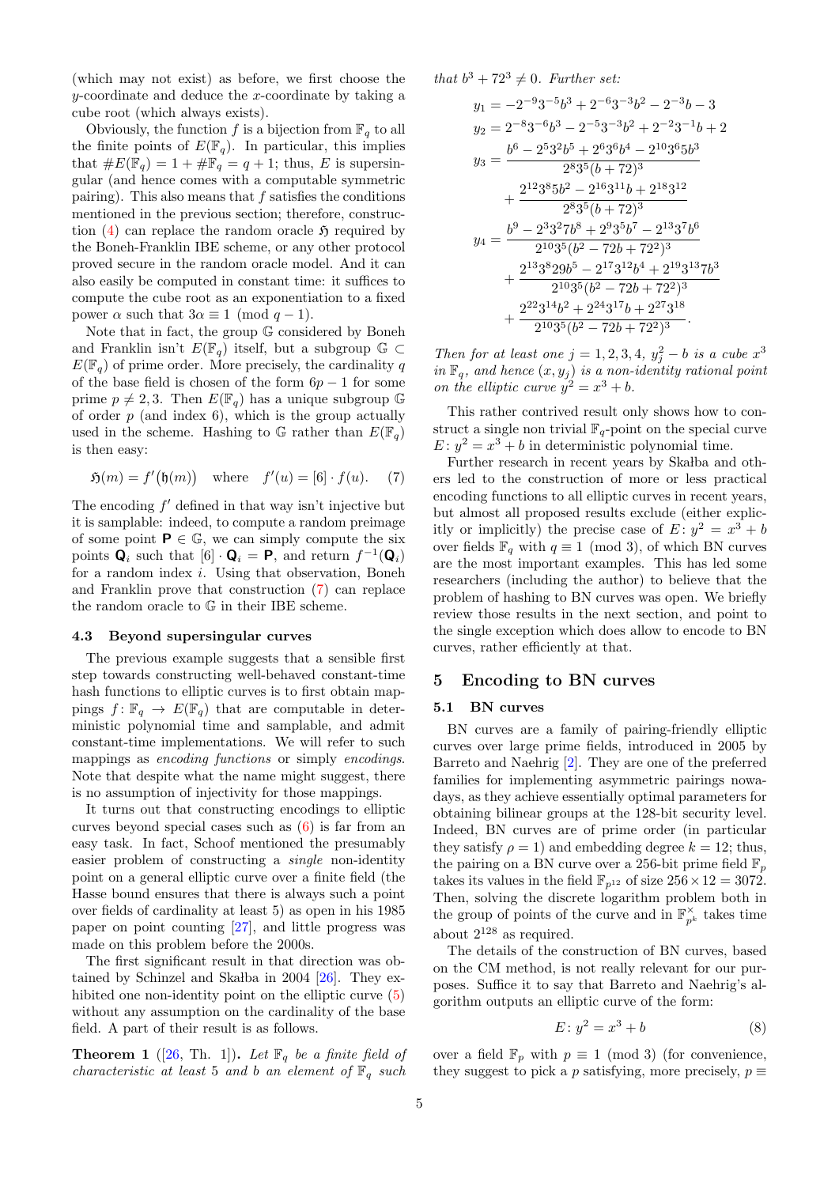(which may not exist) as before, we first choose the $y$-coordinate and deduce the $x$-coordinate by taking a cube root (which always exists).

Obviously, the function $f$ is a bijection from $\mathbb{F}_q$ to all the finite points of $E(\mathbb{F}_q)$. In particular, this implies that $\#E(\mathbb{F}_q) = 1 + \#\mathbb{F}_q = q + 1$; thus, $E$ is supersingular (and hence comes with a computable symmetric pairing). This also means that $f$ satisfies the conditions mentioned in the previous section; therefore, construction (4) can replace the random oracle $\mathfrak{H}$ required by the Boneh-Franklin IBE scheme, or any other protocol proved secure in the random oracle model. And it can also easily be computed in constant time: it suffices to compute the cube root as an exponentiation to a fixed power $\alpha$ such that $3\alpha \equiv 1 \pmod{q-1}$.

Note that in fact, the group $\mathbb{G}$ considered by Boneh and Franklin isn't $E(\mathbb{F}_q)$ itself, but a subgroup $\mathbb{G} \subset E(\mathbb{F}_q)$ of prime order. More precisely, the cardinality $q$ of the base field is chosen of the form $6p - 1$ for some prime $p \neq 2, 3$. Then $E(\mathbb{F}_q)$ has a unique subgroup $\mathbb{G}$ of order $p$ (and index 6), which is the group actually used in the scheme. Hashing to $\mathbb{G}$ rather than $E(\mathbb{F}_q)$ is then easy:

$$\mathfrak{H}(m) = f'\big(\mathfrak{h}(m)\big) \quad \text{where} \quad f'(u) = [6] \cdot f(u). \tag{7}$$

The encoding $f'$ defined in that way isn't injective but it is samplable: indeed, to compute a random preimage of some point $\mathbf{P} \in \mathbb{G}$, we can simply compute the six points $\mathbf{Q}_i$ such that $[6] \cdot \mathbf{Q}_i = \mathbf{P}$, and return $f^{-1}(\mathbf{Q}_i)$ for a random index $i$. Using that observation, Boneh and Franklin prove that construction (7) can replace the random oracle to $\mathbb{G}$ in their IBE scheme.

### 4.3 Beyond supersingular curves

The previous example suggests that a sensible first step towards constructing well-behaved constant-time hash functions to elliptic curves is to first obtain mappings $f\colon \mathbb{F}_q \to E(\mathbb{F}_q)$ that are computable in deterministic polynomial time and samplable, and admit constant-time implementations. We will refer to such mappings as *encoding functions* or simply *encodings*. Note that despite what the name might suggest, there is no assumption of injectivity for those mappings.

It turns out that constructing encodings to elliptic curves beyond special cases such as (6) is far from an easy task. In fact, Schoof mentioned the presumably easier problem of constructing a *single* non-identity point on a general elliptic curve over a finite field (the Hasse bound ensures that there is always such a point over fields of cardinality at least 5) as open in his 1985 paper on point counting [27], and little progress was made on this problem before the 2000s.

The first significant result in that direction was obtained by Schinzel and Skałba in 2004 [26]. They exhibited one non-identity point on the elliptic curve (5) without any assumption on the cardinality of the base field. A part of their result is as follows.

**Theorem 1** ([26, Th. 1])**.** *Let $\mathbb{F}_q$ be a finite field of characteristic at least 5 and $b$ an element of $\mathbb{F}_q$ such that $b^3 + 72^3 \neq 0$. Further set:*

$$y_1 = -2^{-9}3^{-5}b^3 + 2^{-6}3^{-3}b^2 - 2^{-3}b - 3$$
$$y_2 = 2^{-8}3^{-6}b^3 - 2^{-5}3^{-3}b^2 + 2^{-2}3^{-1}b + 2$$
$$y_3 = \frac{b^6 - 2^5 3^2 b^5 + 2^6 3^6 b^4 - 2^{10}3^6 5 b^3}{2^8 3^5 (b+72)^3} + \frac{2^{12}3^8 5 b^2 - 2^{16}3^{11}b + 2^{18}3^{12}}{2^8 3^5 (b+72)^3}$$
$$y_4 = \frac{b^9 - 2^3 3^2 7 b^8 + 2^9 3^5 b^7 - 2^{13}3^7 b^6}{2^{10}3^5 (b^2 - 72b + 72^2)^3} + \frac{2^{13}3^8 29 b^5 - 2^{17}3^{12}b^4 + 2^{19}3^{13}7b^3}{2^{10}3^5(b^2 - 72b + 72^2)^3} + \frac{2^{22}3^{14}b^2 + 2^{24}3^{17}b + 2^{27}3^{18}}{2^{10}3^5(b^2 - 72b + 72^2)^3}.$$

*Then for at least one $j = 1, 2, 3, 4$, $y_j^2 - b$ is a cube $x^3$ in $\mathbb{F}_q$, and hence $(x, y_j)$ is a non-identity rational point on the elliptic curve $y^2 = x^3 + b$.*

This rather contrived result only shows how to construct a single non trivial $\mathbb{F}_q$-point on the special curve $E\colon y^2 = x^3 + b$ in deterministic polynomial time.

Further research in recent years by Skałba and others led to the construction of more or less practical encoding functions to all elliptic curves in recent years, but almost all proposed results exclude (either explicitly or implicitly) the precise case of $E\colon y^2 = x^3 + b$ over fields $\mathbb{F}_q$ with $q \equiv 1 \pmod 3$, of which BN curves are the most important examples. This has led some researchers (including the author) to believe that the problem of hashing to BN curves was open. We briefly review those results in the next section, and point to the single exception which does allow to encode to BN curves, rather efficiently at that.

## 5 Encoding to BN curves

### 5.1 BN curves

BN curves are a family of pairing-friendly elliptic curves over large prime fields, introduced in 2005 by Barreto and Naehrig [2]. They are one of the preferred families for implementing asymmetric pairings nowadays, as they achieve essentially optimal parameters for obtaining bilinear groups at the 128-bit security level. Indeed, BN curves are of prime order (in particular they satisfy $\rho = 1$) and embedding degree $k = 12$; thus, the pairing on a BN curve over a 256-bit prime field $\mathbb{F}_p$ takes its values in the field $\mathbb{F}_{p^{12}}$ of size $256 \times 12 = 3072$. Then, solving the discrete logarithm problem both in the group of points of the curve and in $\mathbb{F}_{p^k}^\times$ takes time about $2^{128}$ as required.

The details of the construction of BN curves, based on the CM method, is not really relevant for our purposes. Suffice it to say that Barreto and Naehrig's algorithm outputs an elliptic curve of the form:

$$E\colon y^2 = x^3 + b \tag{8}$$

over a field $\mathbb{F}_p$ with $p \equiv 1 \pmod 3$ (for convenience, they suggest to pick a $p$ satisfying, more precisely, $p \equiv$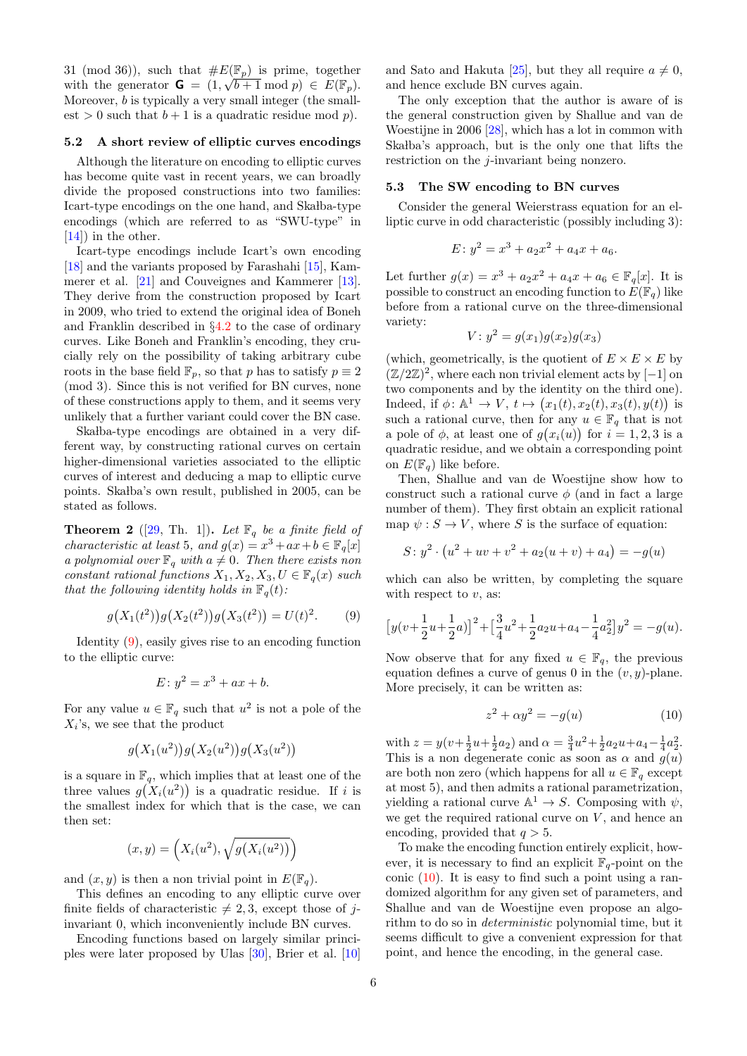31 (mod 36)), such that $\#E(\mathbb{F}_p)$ is prime, together with the generator $\mathbf{G} = (1, \sqrt{b+1} \bmod p) \in E(\mathbb{F}_p)$. Moreover, $b$ is typically a very small integer (the smallest $> 0$ such that $b+1$ is a quadratic residue mod $p$).

### 5.2 A short review of elliptic curves encodings

Although the literature on encoding to elliptic curves has become quite vast in recent years, we can broadly divide the proposed constructions into two families: Icart-type encodings on the one hand, and Skałba-type encodings (which are referred to as "SWU-type" in [14]) in the other.

Icart-type encodings include Icart's own encoding [18] and the variants proposed by Farashahi [15], Kammerer et al. [21] and Couveignes and Kammerer [13]. They derive from the construction proposed by Icart in 2009, who tried to extend the original idea of Boneh and Franklin described in §4.2 to the case of ordinary curves. Like Boneh and Franklin's encoding, they crucially rely on the possibility of taking arbitrary cube roots in the base field $\mathbb{F}_p$, so that $p$ has to satisfy $p \equiv 2 \pmod 3$. Since this is not verified for BN curves, none of these constructions apply to them, and it seems very unlikely that a further variant could cover the BN case.

Skałba-type encodings are obtained in a very different way, by constructing rational curves on certain higher-dimensional varieties associated to the elliptic curves of interest and deducing a map to elliptic curve points. Skałba's own result, published in 2005, can be stated as follows.

**Theorem 2** ([29, Th. 1])**.** *Let $\mathbb{F}_q$ be a finite field of characteristic at least 5, and $g(x) = x^3 + ax + b \in \mathbb{F}_q[x]$ a polynomial over $\mathbb{F}_q$ with $a \neq 0$. Then there exists non constant rational functions $X_1, X_2, X_3, U \in \mathbb{F}_q(x)$ such that the following identity holds in $\mathbb{F}_q(t)$:*

$$g\big(X_1(t^2)\big)g\big(X_2(t^2)\big)g\big(X_3(t^2)\big) = U(t)^2. \tag{9}$$

Identity (9), easily gives rise to an encoding function to the elliptic curve:

$$E\colon y^2 = x^3 + ax + b.$$

For any value $u \in \mathbb{F}_q$ such that $u^2$ is not a pole of the $X_i$'s, we see that the product

$$g\big(X_1(u^2)\big)g\big(X_2(u^2)\big)g\big(X_3(u^2)\big)$$

is a square in $\mathbb{F}_q$, which implies that at least one of the three values $g\big(X_i(u^2)\big)$ is a quadratic residue. If $i$ is the smallest index for which that is the case, we can then set:

$$(x, y) = \Big(X_i(u^2), \sqrt{g\big(X_i(u^2)\big)}\Big)$$

and $(x, y)$ is then a non trivial point in $E(\mathbb{F}_q)$.

This defines an encoding to any elliptic curve over finite fields of characteristic $\neq 2, 3$, except those of $j$-invariant 0, which inconveniently include BN curves.

Encoding functions based on largely similar principles were later proposed by Ulas [30], Brier et al. [10] and Sato and Hakuta [25], but they all require $a \neq 0$, and hence exclude BN curves again.

The only exception that the author is aware of is the general construction given by Shallue and van de Woestijne in 2006 [28], which has a lot in common with Skałba's approach, but is the only one that lifts the restriction on the $j$-invariant being nonzero.

### 5.3 The SW encoding to BN curves

Consider the general Weierstrass equation for an elliptic curve in odd characteristic (possibly including 3):

$$E\colon y^2 = x^3 + a_2x^2 + a_4x + a_6.$$

Let further $g(x) = x^3 + a_2x^2 + a_4x + a_6 \in \mathbb{F}_q[x]$. It is possible to construct an encoding function to $E(\mathbb{F}_q)$ like before from a rational curve on the three-dimensional variety:

$$V\colon y^2 = g(x_1)g(x_2)g(x_3)$$

(which, geometrically, is the quotient of $E \times E \times E$ by $(\mathbb{Z}/2\mathbb{Z})^2$, where each non trivial element acts by $[-1]$ on two components and by the identity on the third one). Indeed, if $\phi\colon \mathbb{A}^1 \to V$, $t \mapsto \big(x_1(t), x_2(t), x_3(t), y(t)\big)$ is such a rational curve, then for any $u \in \mathbb{F}_q$ that is not a pole of $\phi$, at least one of $g\big(x_i(u)\big)$ for $i = 1, 2, 3$ is a quadratic residue, and we obtain a corresponding point on $E(\mathbb{F}_q)$ like before.

Then, Shallue and van de Woestijne show how to construct such a rational curve $\phi$ (and in fact a large number of them). They first obtain an explicit rational map $\psi : S \to V$, where $S$ is the surface of equation:

$$S\colon y^2 \cdot \big(u^2 + uv + v^2 + a_2(u+v) + a_4\big) = -g(u)$$

which can also be written, by completing the square with respect to $v$, as:

$$\Big[y\big(v + \tfrac{1}{2}u + \tfrac{1}{2}a\big)\Big]^2 + \Big[\tfrac{3}{4}u^2 + \tfrac{1}{2}a_2u + a_4 - \tfrac{1}{4}a_2^2\Big]y^2 = -g(u).$$

Now observe that for any fixed $u \in \mathbb{F}_q$, the previous equation defines a curve of genus 0 in the $(v, y)$-plane. More precisely, it can be written as:

$$z^2 + \alpha y^2 = -g(u) \tag{10}$$

with $z = y(v + \frac{1}{2}u + \frac{1}{2}a_2)$ and $\alpha = \frac{3}{4}u^2 + \frac{1}{2}a_2u + a_4 - \frac{1}{4}a_2^2$. This is a non degenerate conic as soon as $\alpha$ and $g(u)$ are both non zero (which happens for all $u \in \mathbb{F}_q$ except at most 5), and then admits a rational parametrization, yielding a rational curve $\mathbb{A}^1 \to S$. Composing with $\psi$, we get the required rational curve on $V$, and hence an encoding, provided that $q > 5$.

To make the encoding function entirely explicit, however, it is necessary to find an explicit $\mathbb{F}_q$-point on the conic (10). It is easy to find such a point using a randomized algorithm for any given set of parameters, and Shallue and van de Woestijne even propose an algorithm to do so in *deterministic* polynomial time, but it seems difficult to give a convenient expression for that point, and hence the encoding, in the general case.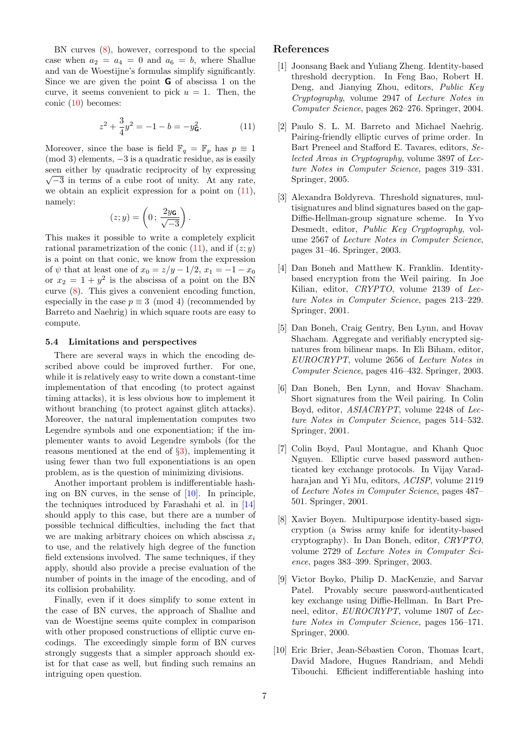BN curves (8), however, correspond to the special case when $a_2 = a_4 = 0$ and $a_6 = b$, where Shallue and van de Woestijne's formulas simplify significantly. Since we are given the point $\mathbf{G}$ of abscissa 1 on the curve, it seems convenient to pick $u = 1$. Then, the conic (10) becomes:

$$z^2 + \frac{3}{4}y^2 = -1 - b = -y_{\mathbf{G}}^2. \tag{11}$$

Moreover, since the base is field $\mathbb{F}_q = \mathbb{F}_p$ has $p \equiv 1 \pmod 3$ elements, $-3$ is a quadratic residue, as is easily seen either by quadratic reciprocity of by expressing $\sqrt{-3}$ in terms of a cube root of unity. At any rate, we obtain an explicit expression for a point on (11), namely:

$$(z; y) = \left(0\,;\, \frac{2y_{\mathbf{G}}}{\sqrt{-3}}\right).$$

This makes it possible to write a completely explicit rational parametrization of the conic (11), and if $(z; y)$ is a point on that conic, we know from the expression of $\psi$ that at least one of $x_0 = z/y - 1/2$, $x_1 = -1 - x_0$ or $x_2 = 1 + y^2$ is the abscissa of a point on the BN curve (8). This gives a convenient encoding function, especially in the case $p \equiv 3 \pmod 4$ (recommended by Barreto and Naehrig) in which square roots are easy to compute.

### 5.4 Limitations and perspectives

There are several ways in which the encoding described above could be improved further. For one, while it is relatively easy to write down a constant-time implementation of that encoding (to protect against timing attacks), it is less obvious how to implement it without branching (to protect against glitch attacks). Moreover, the natural implementation computes two Legendre symbols and one exponentiation; if the implementer wants to avoid Legendre symbols (for the reasons mentioned at the end of §3), implementing it using fewer than two full exponentiations is an open problem, as is the question of minimizing divisions.

Another important problem is indifferentiable hashing on BN curves, in the sense of [10]. In principle, the techniques introduced by Farashahi et al. in [14] should apply to this case, but there are a number of possible technical difficulties, including the fact that we are making arbitrary choices on which abscissa $x_i$ to use, and the relatively high degree of the function field extensions involved. The same techniques, if they apply, should also provide a precise evaluation of the number of points in the image of the encoding, and of its collision probability.

Finally, even if it does simplify to some extent in the case of BN curves, the approach of Shallue and van de Woestijne seems quite complex in comparison with other proposed constructions of elliptic curve encodings. The exceedingly simple form of BN curves strongly suggests that a simpler approach should exist for that case as well, but finding such remains an intriguing open question.

## References

[1] Joonsang Baek and Yuliang Zheng. Identity-based threshold decryption. In Feng Bao, Robert H. Deng, and Jianying Zhou, editors, *Public Key Cryptography*, volume 2947 of *Lecture Notes in Computer Science*, pages 262–276. Springer, 2004.

[2] Paulo S. L. M. Barreto and Michael Naehrig. Pairing-friendly elliptic curves of prime order. In Bart Preneel and Stafford E. Tavares, editors, *Selected Areas in Cryptography*, volume 3897 of *Lecture Notes in Computer Science*, pages 319–331. Springer, 2005.

[3] Alexandra Boldyreva. Threshold signatures, multisignatures and blind signatures based on the gap-Diffie-Hellman-group signature scheme. In Yvo Desmedt, editor, *Public Key Cryptography*, volume 2567 of *Lecture Notes in Computer Science*, pages 31–46. Springer, 2003.

[4] Dan Boneh and Matthew K. Franklin. Identity-based encryption from the Weil pairing. In Joe Kilian, editor, *CRYPTO*, volume 2139 of *Lecture Notes in Computer Science*, pages 213–229. Springer, 2001.

[5] Dan Boneh, Craig Gentry, Ben Lynn, and Hovav Shacham. Aggregate and verifiably encrypted signatures from bilinear maps. In Eli Biham, editor, *EUROCRYPT*, volume 2656 of *Lecture Notes in Computer Science*, pages 416–432. Springer, 2003.

[6] Dan Boneh, Ben Lynn, and Hovav Shacham. Short signatures from the Weil pairing. In Colin Boyd, editor, *ASIACRYPT*, volume 2248 of *Lecture Notes in Computer Science*, pages 514–532. Springer, 2001.

[7] Colin Boyd, Paul Montague, and Khanh Quoc Nguyen. Elliptic curve based password authenticated key exchange protocols. In Vijay Varadharajan and Yi Mu, editors, *ACISP*, volume 2119 of *Lecture Notes in Computer Science*, pages 487–501. Springer, 2001.

[8] Xavier Boyen. Multipurpose identity-based signcryption (a Swiss army knife for identity-based cryptography). In Dan Boneh, editor, *CRYPTO*, volume 2729 of *Lecture Notes in Computer Science*, pages 383–399. Springer, 2003.

[9] Victor Boyko, Philip D. MacKenzie, and Sarvar Patel. Provably secure password-authenticated key exchange using Diffie-Hellman. In Bart Preneel, editor, *EUROCRYPT*, volume 1807 of *Lecture Notes in Computer Science*, pages 156–171. Springer, 2000.

[10] Eric Brier, Jean-Sébastien Coron, Thomas Icart, David Madore, Hugues Randriam, and Mehdi Tibouchi. Efficient indifferentiable hashing into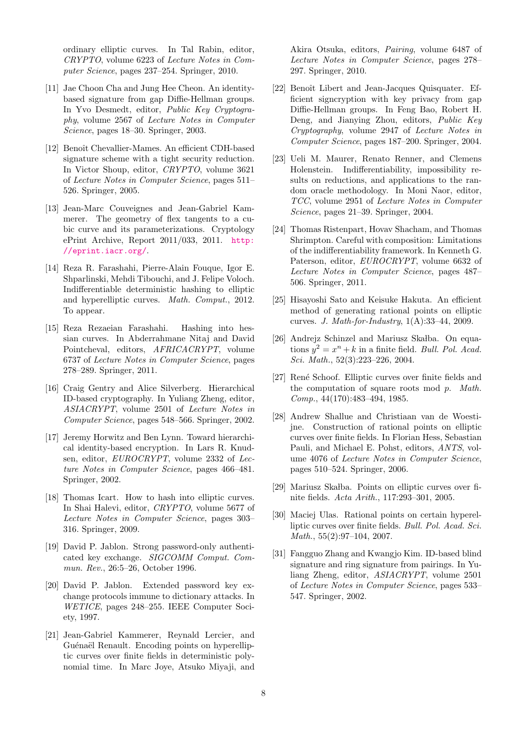ordinary elliptic curves. In Tal Rabin, editor, *CRYPTO*, volume 6223 of *Lecture Notes in Computer Science*, pages 237–254. Springer, 2010.

[11] Jae Choon Cha and Jung Hee Cheon. An identity-based signature from gap Diffie-Hellman groups. In Yvo Desmedt, editor, *Public Key Cryptography*, volume 2567 of *Lecture Notes in Computer Science*, pages 18–30. Springer, 2003.

[12] Benoît Chevallier-Mames. An efficient CDH-based signature scheme with a tight security reduction. In Victor Shoup, editor, *CRYPTO*, volume 3621 of *Lecture Notes in Computer Science*, pages 511–526. Springer, 2005.

[13] Jean-Marc Couveignes and Jean-Gabriel Kammerer. The geometry of flex tangents to a cubic curve and its parameterizations. Cryptology ePrint Archive, Report 2011/033, 2011. http://eprint.iacr.org/.

[14] Reza R. Farashahi, Pierre-Alain Fouque, Igor E. Shparlinski, Mehdi Tibouchi, and J. Felipe Voloch. Indifferentiable deterministic hashing to elliptic and hyperelliptic curves. *Math. Comput.*, 2012. To appear.

[15] Reza Rezaeian Farashahi. Hashing into hessian curves. In Abderrahmane Nitaj and David Pointcheval, editors, *AFRICACRYPT*, volume 6737 of *Lecture Notes in Computer Science*, pages 278–289. Springer, 2011.

[16] Craig Gentry and Alice Silverberg. Hierarchical ID-based cryptography. In Yuliang Zheng, editor, *ASIACRYPT*, volume 2501 of *Lecture Notes in Computer Science*, pages 548–566. Springer, 2002.

[17] Jeremy Horwitz and Ben Lynn. Toward hierarchical identity-based encryption. In Lars R. Knudsen, editor, *EUROCRYPT*, volume 2332 of *Lecture Notes in Computer Science*, pages 466–481. Springer, 2002.

[18] Thomas Icart. How to hash into elliptic curves. In Shai Halevi, editor, *CRYPTO*, volume 5677 of *Lecture Notes in Computer Science*, pages 303–316. Springer, 2009.

[19] David P. Jablon. Strong password-only authenticated key exchange. *SIGCOMM Comput. Commun. Rev.*, 26:5–26, October 1996.

[20] David P. Jablon. Extended password key exchange protocols immune to dictionary attacks. In *WETICE*, pages 248–255. IEEE Computer Society, 1997.

[21] Jean-Gabriel Kammerer, Reynald Lercier, and Guénaël Renault. Encoding points on hyperelliptic curves over finite fields in deterministic polynomial time. In Marc Joye, Atsuko Miyaji, and Akira Otsuka, editors, *Pairing*, volume 6487 of *Lecture Notes in Computer Science*, pages 278–297. Springer, 2010.

[22] Benoît Libert and Jean-Jacques Quisquater. Efficient signcryption with key privacy from gap Diffie-Hellman groups. In Feng Bao, Robert H. Deng, and Jianying Zhou, editors, *Public Key Cryptography*, volume 2947 of *Lecture Notes in Computer Science*, pages 187–200. Springer, 2004.

[23] Ueli M. Maurer, Renato Renner, and Clemens Holenstein. Indifferentiability, impossibility results on reductions, and applications to the random oracle methodology. In Moni Naor, editor, *TCC*, volume 2951 of *Lecture Notes in Computer Science*, pages 21–39. Springer, 2004.

[24] Thomas Ristenpart, Hovav Shacham, and Thomas Shrimpton. Careful with composition: Limitations of the indifferentiability framework. In Kenneth G. Paterson, editor, *EUROCRYPT*, volume 6632 of *Lecture Notes in Computer Science*, pages 487–506. Springer, 2011.

[25] Hisayoshi Sato and Keisuke Hakuta. An efficient method of generating rational points on elliptic curves. *J. Math-for-Industry*, 1(A):33–44, 2009.

[26] Andrzej Schinzel and Mariusz Skałba. On equations $y^2 = x^n + k$ in a finite field. *Bull. Pol. Acad. Sci. Math.*, 52(3):223–226, 2004.

[27] René Schoof. Elliptic curves over finite fields and the computation of square roots mod $p$. *Math. Comp.*, 44(170):483–494, 1985.

[28] Andrew Shallue and Christiaan van de Woestijne. Construction of rational points on elliptic curves over finite fields. In Florian Hess, Sebastian Pauli, and Michael E. Pohst, editors, *ANTS*, volume 4076 of *Lecture Notes in Computer Science*, pages 510–524. Springer, 2006.

[29] Mariusz Skałba. Points on elliptic curves over finite fields. *Acta Arith.*, 117:293–301, 2005.

[30] Maciej Ulas. Rational points on certain hyperelliptic curves over finite fields. *Bull. Pol. Acad. Sci. Math.*, 55(2):97–104, 2007.

[31] Fangguo Zhang and Kwangjo Kim. ID-based blind signature and ring signature from pairings. In Yuliang Zheng, editor, *ASIACRYPT*, volume 2501 of *Lecture Notes in Computer Science*, pages 533–547. Springer, 2002.